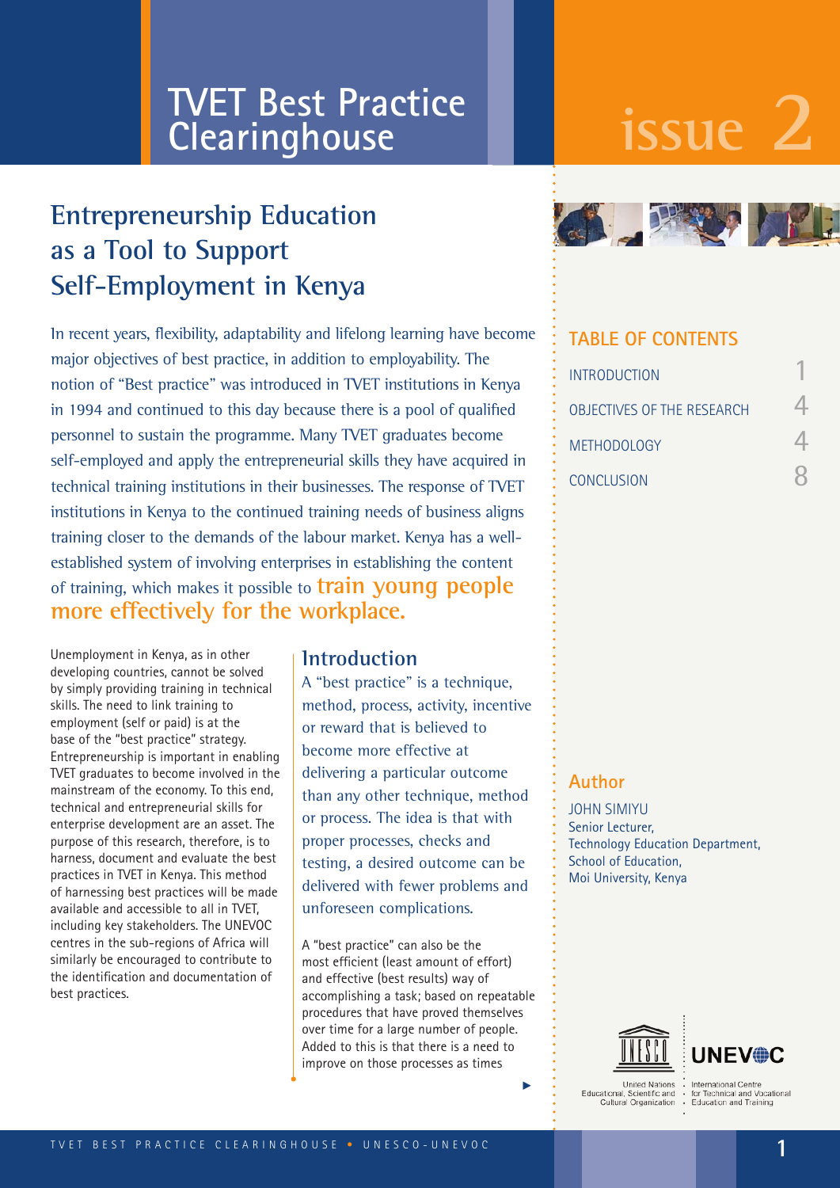# TVET Best Practice Clearinghouse

issue 2

## Entrepreneurship Education as a Tool to Support Self-Employment in Kenya

In recent years, flexibility, adaptability and lifelong learning have become major objectives of best practice, in addition to employability. The notion of "Best practice" was introduced in TVET institutions in Kenya in 1994 and continued to this day because there is a pool of qualified personnel to sustain the programme. Many TVET graduates become self-employed and apply the entrepreneurial skills they have acquired in technical training institutions in their businesses. The response of TVET institutions in Kenya to the continued training needs of business aligns training closer to the demands of the labour market. Kenya has a well-established system of involving enterprises in establishing the content of training, which makes it possible to **train young people more effectively for the workplace.**

Unemployment in Kenya, as in other developing countries, cannot be solved by simply providing training in technical skills. The need to link training to employment (self or paid) is at the base of the "best practice" strategy. Entrepreneurship is important in enabling TVET graduates to become involved in the mainstream of the economy. To this end, technical and entrepreneurial skills for enterprise development are an asset. The purpose of this research, therefore, is to harness, document and evaluate the best practices in TVET in Kenya. This method of harnessing best practices will be made available and accessible to all in TVET, including key stakeholders. The UNEVOC centres in the sub-regions of Africa will similarly be encouraged to contribute to the identification and documentation of best practices.

### Introduction

A "best practice" is a technique, method, process, activity, incentive or reward that is believed to become more effective at delivering a particular outcome than any other technique, method or process. The idea is that with proper processes, checks and testing, a desired outcome can be delivered with fewer problems and unforeseen complications.

A "best practice" can also be the most efficient (least amount of effort) and effective (best results) way of accomplishing a task; based on repeatable procedures that have proved themselves over time for a large number of people. Added to this is that there is a need to improve on those processes as times

### TABLE OF CONTENTS

| | |
|---|---|
| INTRODUCTION | 1 |
| OBJECTIVES OF THE RESEARCH | 4 |
| METHODOLOGY | 4 |
| CONCLUSION | 8 |

### Author

JOHN SIMIYU
Senior Lecturer,
Technology Education Department,
School of Education,
Moi University, Kenya

United Nations Educational, Scientific and Cultural Organization

UNEVOC International Centre for Technical and Vocational Education and Training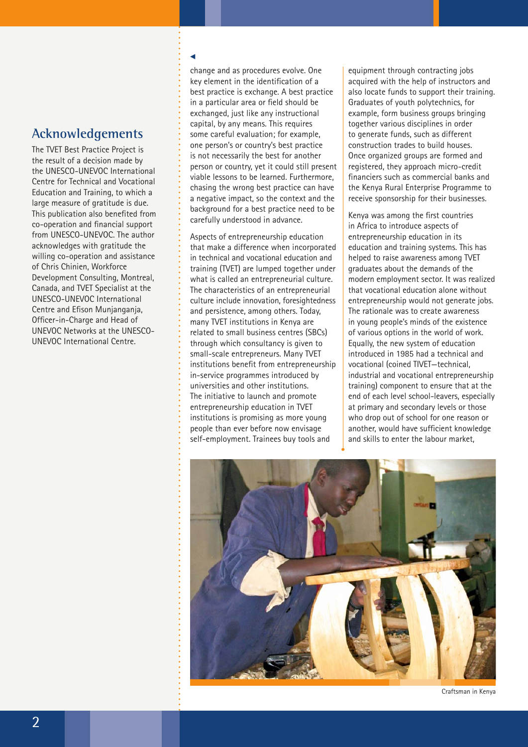## Acknowledgements

The TVET Best Practice Project is the result of a decision made by the UNESCO-UNEVOC International Centre for Technical and Vocational Education and Training, to which a large measure of gratitude is due. This publication also benefited from co-operation and financial support from UNESCO-UNEVOC. The author acknowledges with gratitude the willing co-operation and assistance of Chris Chinien, Workforce Development Consulting, Montreal, Canada, and TVET Specialist at the UNESCO-UNEVOC International Centre and Efison Munjanganja, Officer-in-Charge and Head of UNEVOC Networks at the UNESCO-UNEVOC International Centre.

change and as procedures evolve. One key element in the identification of a best practice is exchange. A best practice in a particular area or field should be exchanged, just like any instructional capital, by any means. This requires some careful evaluation; for example, one person's or country's best practice is not necessarily the best for another person or country, yet it could still present viable lessons to be learned. Furthermore, chasing the wrong best practice can have a negative impact, so the context and the background for a best practice need to be carefully understood in advance.

Aspects of entrepreneurship education that make a difference when incorporated in technical and vocational education and training (TVET) are lumped together under what is called an entrepreneurial culture. The characteristics of an entrepreneurial culture include innovation, foresightedness and persistence, among others. Today, many TVET institutions in Kenya are related to small business centres (SBCs) through which consultancy is given to small-scale entrepreneurs. Many TVET institutions benefit from entrepreneurship in-service programmes introduced by universities and other institutions. The initiative to launch and promote entrepreneurship education in TVET institutions is promising as more young people than ever before now envisage self-employment. Trainees buy tools and equipment through contracting jobs acquired with the help of instructors and also locate funds to support their training. Graduates of youth polytechnics, for example, form business groups bringing together various disciplines in order to generate funds, such as different construction trades to build houses. Once organized groups are formed and registered, they approach micro-credit financiers such as commercial banks and the Kenya Rural Enterprise Programme to receive sponsorship for their businesses.

Kenya was among the first countries in Africa to introduce aspects of entrepreneurship education in its education and training systems. This has helped to raise awareness among TVET graduates about the demands of the modern employment sector. It was realized that vocational education alone without entrepreneurship would not generate jobs. The rationale was to create awareness in young people's minds of the existence of various options in the world of work. Equally, the new system of education introduced in 1985 had a technical and vocational (coined TIVET—technical, industrial and vocational entrepreneurship training) component to ensure that at the end of each level school-leavers, especially at primary and secondary levels or those who drop out of school for one reason or another, would have sufficient knowledge and skills to enter the labour market,

Craftsman in Kenya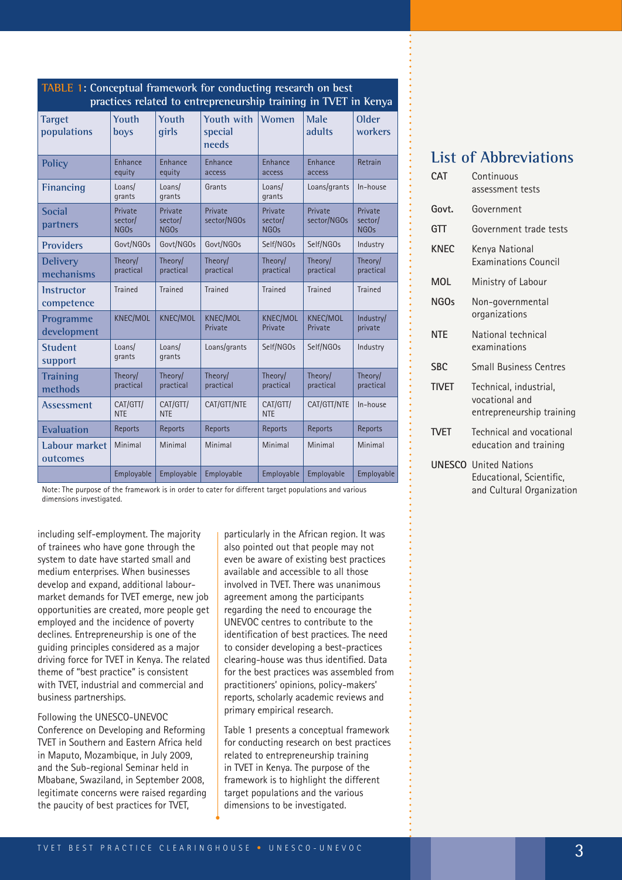**TABLE 1: Conceptual framework for conducting research on best practices related to entrepreneurship training in TVET in Kenya**

| Target populations | Youth boys | Youth girls | Youth with special needs | Women | Male adults | Older workers |
|---|---|---|---|---|---|---|
| Policy | Enhance equity | Enhance equity | Enhance access | Enhance access | Enhance access | Retrain |
| Financing | Loans/ grants | Loans/ grants | Grants | Loans/ grants | Loans/grants | In-house |
| Social partners | Private sector/ NGOs | Private sector/ NGOs | Private sector/NGOs | Private sector/ NGOs | Private sector/NGOs | Private sector/ NGOs |
| Providers | Govt/NGOs | Govt/NGOs | Govt/NGOs | Self/NGOs | Self/NGOs | Industry |
| Delivery mechanisms | Theory/ practical | Theory/ practical | Theory/ practical | Theory/ practical | Theory/ practical | Theory/ practical |
| Instructor competence | Trained | Trained | Trained | Trained | Trained | Trained |
| Programme development | KNEC/MOL | KNEC/MOL | KNEC/MOL Private | KNEC/MOL Private | KNEC/MOL Private | Industry/ private |
| Student support | Loans/ grants | Loans/ grants | Loans/grants | Self/NGOs | Self/NGOs | Industry |
| Training methods | Theory/ practical | Theory/ practical | Theory/ practical | Theory/ practical | Theory/ practical | Theory/ practical |
| Assessment | CAT/GTT/ NTE | CAT/GTT/ NTE | CAT/GTT/NTE | CAT/GTT/ NTE | CAT/GTT/NTE | In-house |
| Evaluation | Reports | Reports | Reports | Reports | Reports | Reports |
| Labour market outcomes | Minimal | Minimal | Minimal | Minimal | Minimal | Minimal |
| | Employable | Employable | Employable | Employable | Employable | Employable |

Note: The purpose of the framework is in order to cater for different target populations and various dimensions investigated.

including self-employment. The majority of trainees who have gone through the system to date have started small and medium enterprises. When businesses develop and expand, additional labour-market demands for TVET emerge, new job opportunities are created, more people get employed and the incidence of poverty declines. Entrepreneurship is one of the guiding principles considered as a major driving force for TVET in Kenya. The related theme of "best practice" is consistent with TVET, industrial and commercial and business partnerships.

Following the UNESCO-UNEVOC Conference on Developing and Reforming TVET in Southern and Eastern Africa held in Maputo, Mozambique, in July 2009, and the Sub-regional Seminar held in Mbabane, Swaziland, in September 2008, legitimate concerns were raised regarding the paucity of best practices for TVET, particularly in the African region. It was also pointed out that people may not even be aware of existing best practices available and accessible to all those involved in TVET. There was unanimous agreement among the participants regarding the need to encourage the UNEVOC centres to contribute to the identification of best practices. The need to consider developing a best-practices clearing-house was thus identified. Data for the best practices was assembled from practitioners' opinions, policy-makers' reports, scholarly academic reviews and primary empirical research.

Table 1 presents a conceptual framework for conducting research on best practices related to entrepreneurship training in TVET in Kenya. The purpose of the framework is to highlight the different target populations and the various dimensions to be investigated.

## List of Abbreviations

- **CAT** Continuous assessment tests
- **Govt.** Government
- **GTT** Government trade tests
- **KNEC** Kenya National Examinations Council
- **MOL** Ministry of Labour
- **NGOs** Non-governmental organizations
- **NTE** National technical examinations
- **SBC** Small Business Centres
- **TIVET** Technical, industrial, vocational and entrepreneurship training
- **TVET** Technical and vocational education and training
- **UNESCO** United Nations Educational, Scientific, and Cultural Organization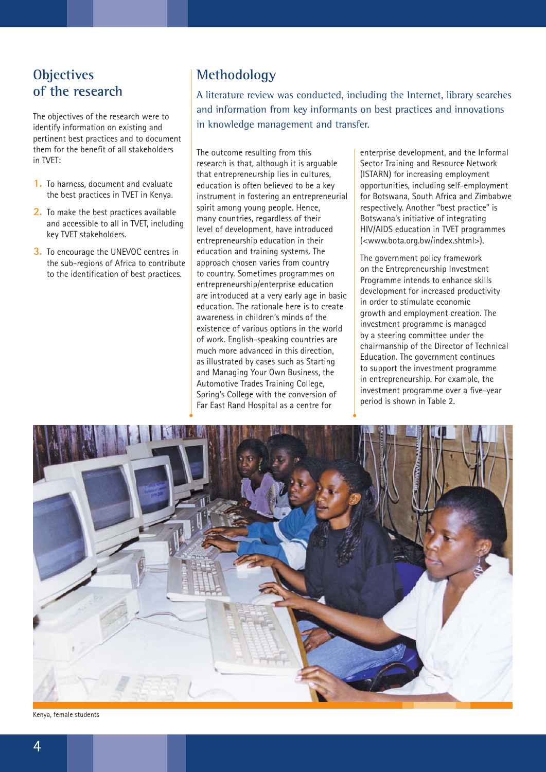## Objectives of the research

The objectives of the research were to identify information on existing and pertinent best practices and to document them for the benefit of all stakeholders in TVET:

1. To harness, document and evaluate the best practices in TVET in Kenya.
2. To make the best practices available and accessible to all in TVET, including key TVET stakeholders.
3. To encourage the UNEVOC centres in the sub-regions of Africa to contribute to the identification of best practices.

## Methodology

A literature review was conducted, including the Internet, library searches and information from key informants on best practices and innovations in knowledge management and transfer.

The outcome resulting from this research is that, although it is arguable that entrepreneurship lies in cultures, education is often believed to be a key instrument in fostering an entrepreneurial spirit among young people. Hence, many countries, regardless of their level of development, have introduced entrepreneurship education in their education and training systems. The approach chosen varies from country to country. Sometimes programmes on entrepreneurship/enterprise education are introduced at a very early age in basic education. The rationale here is to create awareness in children's minds of the existence of various options in the world of work. English-speaking countries are much more advanced in this direction, as illustrated by cases such as Starting and Managing Your Own Business, the Automotive Trades Training College, Spring's College with the conversion of Far East Rand Hospital as a centre for enterprise development, and the Informal Sector Training and Resource Network (ISTARN) for increasing employment opportunities, including self-employment for Botswana, South Africa and Zimbabwe respectively. Another "best practice" is Botswana's initiative of integrating HIV/AIDS education in TVET programmes (<www.bota.org.bw/index.shtml>).

The government policy framework on the Entrepreneurship Investment Programme intends to enhance skills development for increased productivity in order to stimulate economic growth and employment creation. The investment programme is managed by a steering committee under the chairmanship of the Director of Technical Education. The government continues to support the investment programme in entrepreneurship. For example, the investment programme over a five-year period is shown in Table 2.

Kenya, female students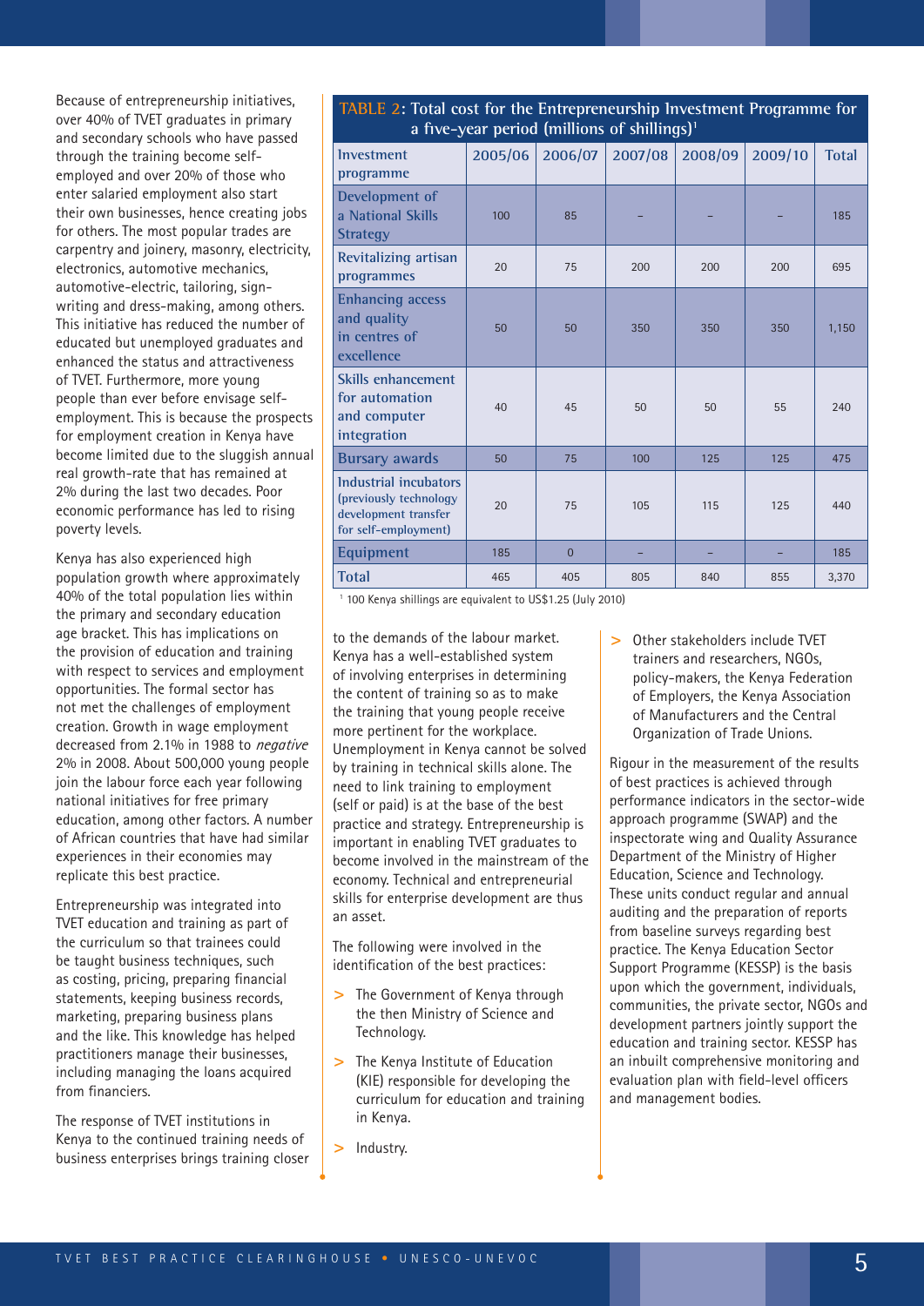Because of entrepreneurship initiatives, over 40% of TVET graduates in primary and secondary schools who have passed through the training become self-employed and over 20% of those who enter salaried employment also start their own businesses, hence creating jobs for others. The most popular trades are carpentry and joinery, masonry, electricity, electronics, automotive mechanics, automotive-electric, tailoring, sign-writing and dress-making, among others. This initiative has reduced the number of educated but unemployed graduates and enhanced the status and attractiveness of TVET. Furthermore, more young people than ever before envisage self-employment. This is because the prospects for employment creation in Kenya have become limited due to the sluggish annual real growth-rate that has remained at 2% during the last two decades. Poor economic performance has led to rising poverty levels.

Kenya has also experienced high population growth where approximately 40% of the total population lies within the primary and secondary education age bracket. This has implications on the provision of education and training with respect to services and employment opportunities. The formal sector has not met the challenges of employment creation. Growth in wage employment decreased from 2.1% in 1988 to *negative* 2% in 2008. About 500,000 young people join the labour force each year following national initiatives for free primary education, among other factors. A number of African countries that have had similar experiences in their economies may replicate this best practice.

Entrepreneurship was integrated into TVET education and training as part of the curriculum so that trainees could be taught business techniques, such as costing, pricing, preparing financial statements, keeping business records, marketing, preparing business plans and the like. This knowledge has helped practitioners manage their businesses, including managing the loans acquired from financiers.

The response of TVET institutions in Kenya to the continued training needs of business enterprises brings training closer to the demands of the labour market. Kenya has a well-established system of involving enterprises in determining the content of training so as to make the training that young people receive more pertinent for the workplace. Unemployment in Kenya cannot be solved by training in technical skills alone. The need to link training to employment (self or paid) is at the base of the best practice and strategy. Entrepreneurship is important in enabling TVET graduates to become involved in the mainstream of the economy. Technical and entrepreneurial skills for enterprise development are thus an asset.

**TABLE 2: Total cost for the Entrepreneurship Investment Programme for a five-year period (millions of shillings)[1]**

| Investment programme | 2005/06 | 2006/07 | 2007/08 | 2008/09 | 2009/10 | Total |
|---|---|---|---|---|---|---|
| Development of a National Skills Strategy | 100 | 85 | – | – | – | 185 |
| Revitalizing artisan programmes | 20 | 75 | 200 | 200 | 200 | 695 |
| Enhancing access and quality in centres of excellence | 50 | 50 | 350 | 350 | 350 | 1,150 |
| Skills enhancement for automation and computer integration | 40 | 45 | 50 | 50 | 55 | 240 |
| Bursary awards | 50 | 75 | 100 | 125 | 125 | 475 |
| Industrial incubators (previously technology development transfer for self-employment) | 20 | 75 | 105 | 115 | 125 | 440 |
| Equipment | 185 | 0 | – | – | – | 185 |
| Total | 465 | 405 | 805 | 840 | 855 | 3,370 |

[1] 100 Kenya shillings are equivalent to US$1.25 (July 2010)

The following were involved in the identification of the best practices:

- The Government of Kenya through the then Ministry of Science and Technology.
- The Kenya Institute of Education (KIE) responsible for developing the curriculum for education and training in Kenya.
- Industry.
- Other stakeholders include TVET trainers and researchers, NGOs, policy-makers, the Kenya Federation of Employers, the Kenya Association of Manufacturers and the Central Organization of Trade Unions.

Rigour in the measurement of the results of best practices is achieved through performance indicators in the sector-wide approach programme (SWAP) and the inspectorate wing and Quality Assurance Department of the Ministry of Higher Education, Science and Technology. These units conduct regular and annual auditing and the preparation of reports from baseline surveys regarding best practice. The Kenya Education Sector Support Programme (KESSP) is the basis upon which the government, individuals, communities, the private sector, NGOs and development partners jointly support the education and training sector. KESSP has an inbuilt comprehensive monitoring and evaluation plan with field-level officers and management bodies.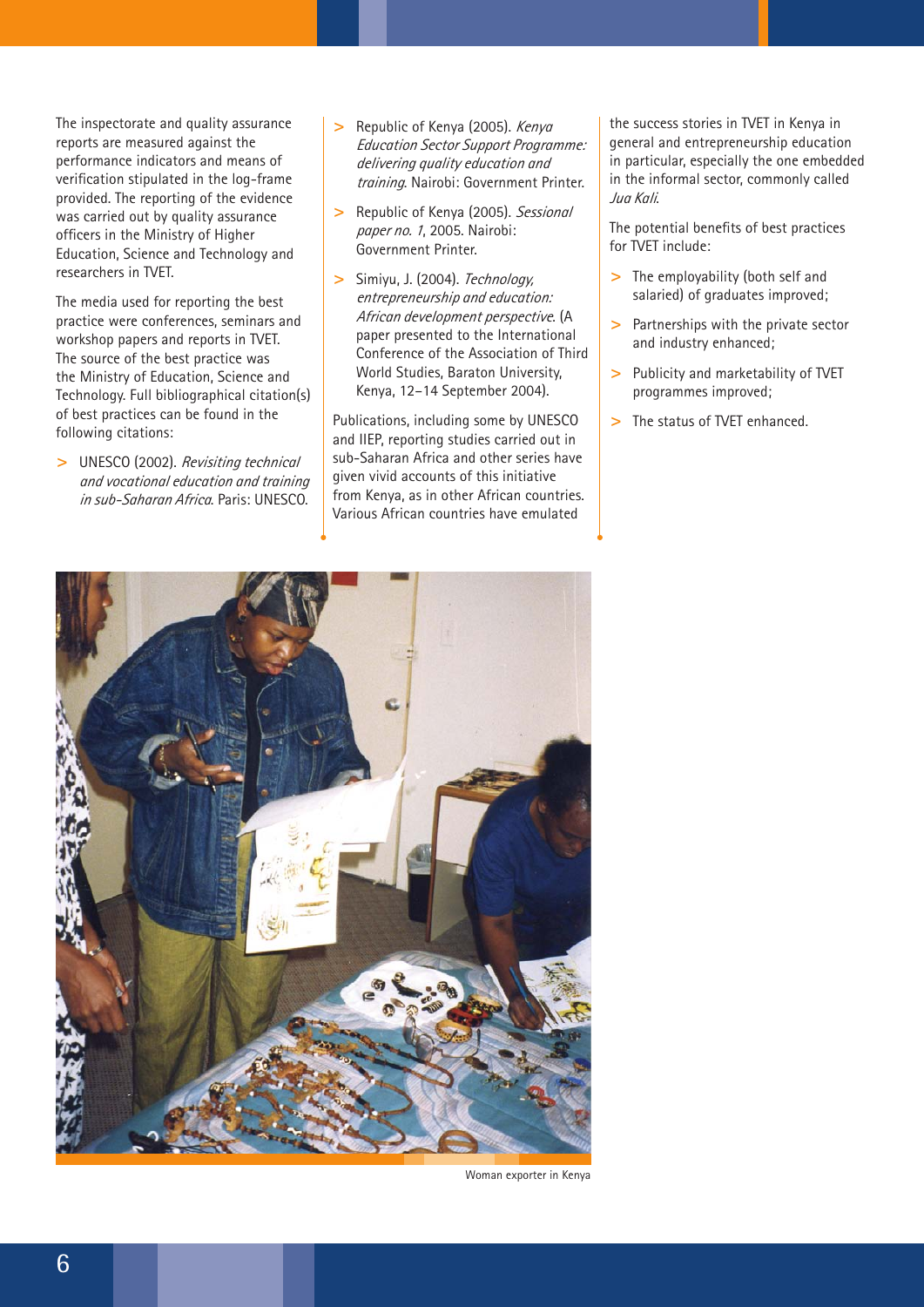The inspectorate and quality assurance reports are measured against the performance indicators and means of verification stipulated in the log-frame provided. The reporting of the evidence was carried out by quality assurance officers in the Ministry of Higher Education, Science and Technology and researchers in TVET.

The media used for reporting the best practice were conferences, seminars and workshop papers and reports in TVET. The source of the best practice was the Ministry of Education, Science and Technology. Full bibliographical citation(s) of best practices can be found in the following citations:

- UNESCO (2002). *Revisiting technical and vocational education and training in sub-Saharan Africa*. Paris: UNESCO.
- Republic of Kenya (2005). *Kenya Education Sector Support Programme: delivering quality education and training*. Nairobi: Government Printer.
- Republic of Kenya (2005). *Sessional paper no. 1*, 2005. Nairobi: Government Printer.
- Simiyu, J. (2004). *Technology, entrepreneurship and education: African development perspective*. (A paper presented to the International Conference of the Association of Third World Studies, Baraton University, Kenya, 12–14 September 2004).

Publications, including some by UNESCO and IIEP, reporting studies carried out in sub-Saharan Africa and other series have given vivid accounts of this initiative from Kenya, as in other African countries. Various African countries have emulated the success stories in TVET in Kenya in general and entrepreneurship education in particular, especially the one embedded in the informal sector, commonly called *Jua Kali*.

The potential benefits of best practices for TVET include:

- The employability (both self and salaried) of graduates improved;
- Partnerships with the private sector and industry enhanced;
- Publicity and marketability of TVET programmes improved;
- The status of TVET enhanced.

Woman exporter in Kenya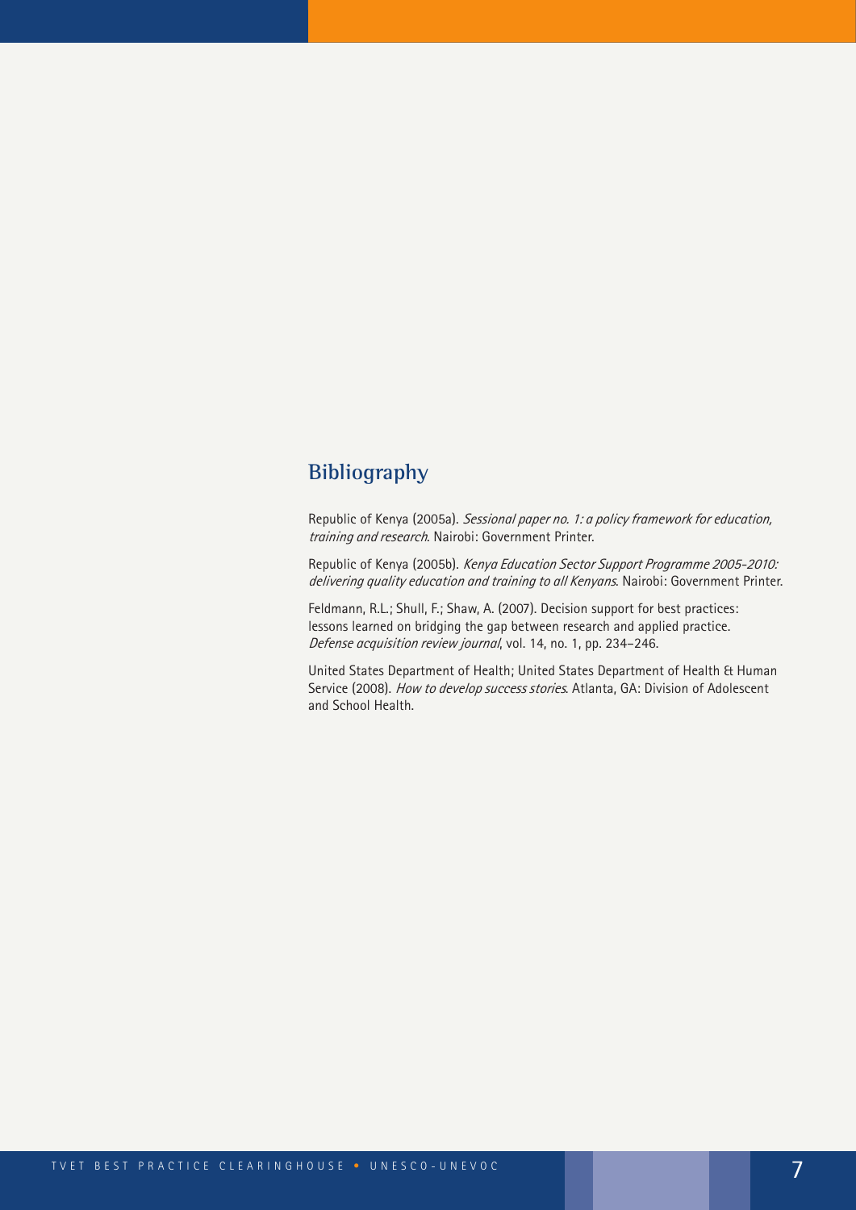## Bibliography

Republic of Kenya (2005a). *Sessional paper no. 1: a policy framework for education, training and research*. Nairobi: Government Printer.

Republic of Kenya (2005b). *Kenya Education Sector Support Programme 2005-2010: delivering quality education and training to all Kenyans*. Nairobi: Government Printer.

Feldmann, R.L.; Shull, F.; Shaw, A. (2007). Decision support for best practices: lessons learned on bridging the gap between research and applied practice. *Defense acquisition review journal*, vol. 14, no. 1, pp. 234–246.

United States Department of Health; United States Department of Health & Human Service (2008). *How to develop success stories*. Atlanta, GA: Division of Adolescent and School Health.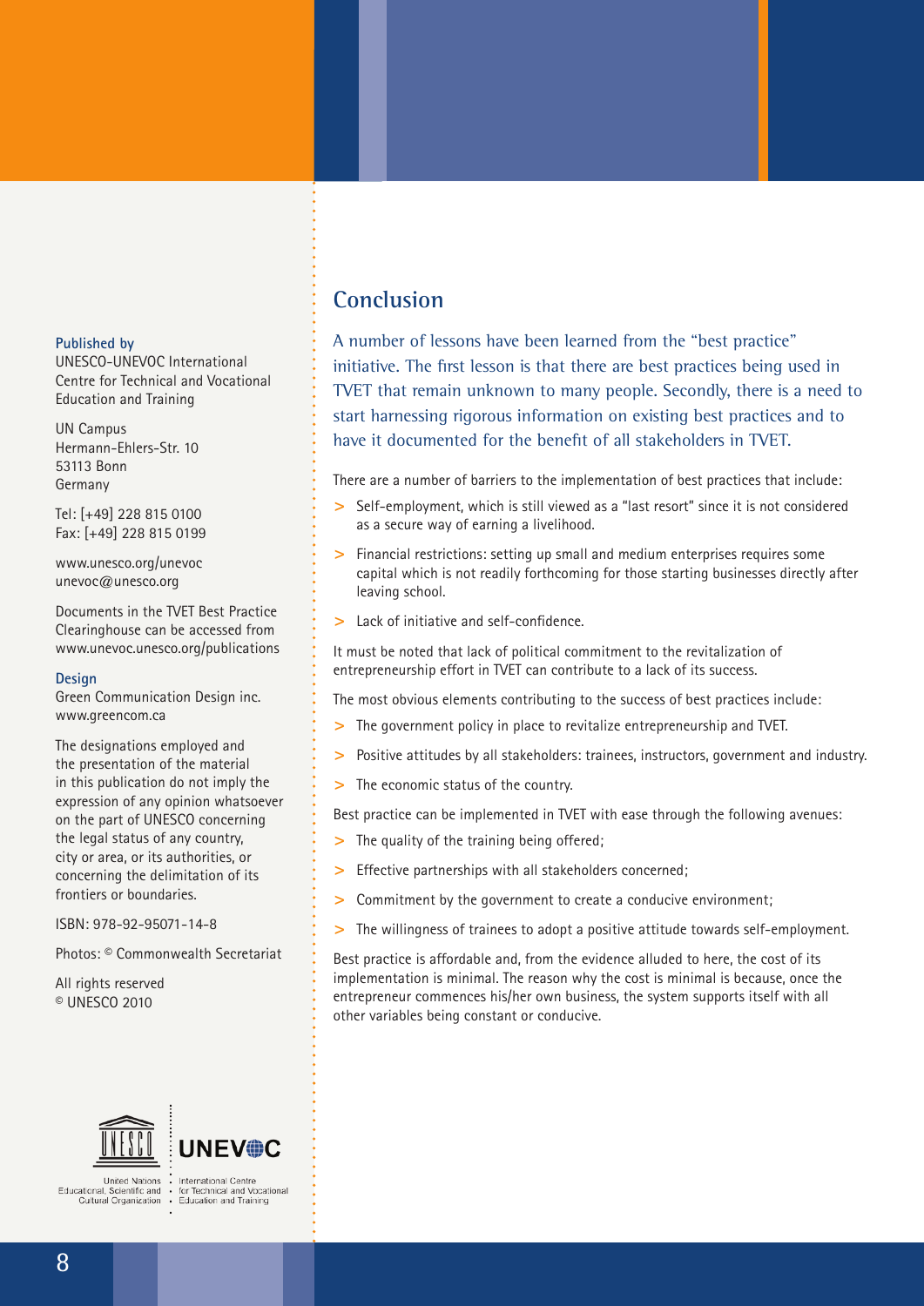## Conclusion

A number of lessons have been learned from the "best practice" initiative. The first lesson is that there are best practices being used in TVET that remain unknown to many people. Secondly, there is a need to start harnessing rigorous information on existing best practices and to have it documented for the benefit of all stakeholders in TVET.

There are a number of barriers to the implementation of best practices that include:

- Self-employment, which is still viewed as a "last resort" since it is not considered as a secure way of earning a livelihood.
- Financial restrictions: setting up small and medium enterprises requires some capital which is not readily forthcoming for those starting businesses directly after leaving school.
- Lack of initiative and self-confidence.

It must be noted that lack of political commitment to the revitalization of entrepreneurship effort in TVET can contribute to a lack of its success.

The most obvious elements contributing to the success of best practices include:

- The government policy in place to revitalize entrepreneurship and TVET.
- Positive attitudes by all stakeholders: trainees, instructors, government and industry.
- The economic status of the country.

Best practice can be implemented in TVET with ease through the following avenues:

- The quality of the training being offered;
- Effective partnerships with all stakeholders concerned;
- Commitment by the government to create a conducive environment;
- The willingness of trainees to adopt a positive attitude towards self-employment.

Best practice is affordable and, from the evidence alluded to here, the cost of its implementation is minimal. The reason why the cost is minimal is because, once the entrepreneur commences his/her own business, the system supports itself with all other variables being constant or conducive.

**Published by**
UNESCO-UNEVOC International Centre for Technical and Vocational Education and Training

UN Campus
Hermann-Ehlers-Str. 10
53113 Bonn
Germany

Tel: [+49] 228 815 0100
Fax: [+49] 228 815 0199

www.unesco.org/unevoc
unevoc@unesco.org

Documents in the TVET Best Practice Clearinghouse can be accessed from www.unevoc.unesco.org/publications

**Design**
Green Communication Design inc.
www.greencom.ca

The designations employed and the presentation of the material in this publication do not imply the expression of any opinion whatsoever on the part of UNESCO concerning the legal status of any country, city or area, or its authorities, or concerning the delimitation of its frontiers or boundaries.

ISBN: 978-92-95071-14-8

Photos: © Commonwealth Secretariat

All rights reserved
© UNESCO 2010

UNESCO — United Nations Educational, Scientific and Cultural Organization
UNEVOC — International Centre for Technical and Vocational Education and Training